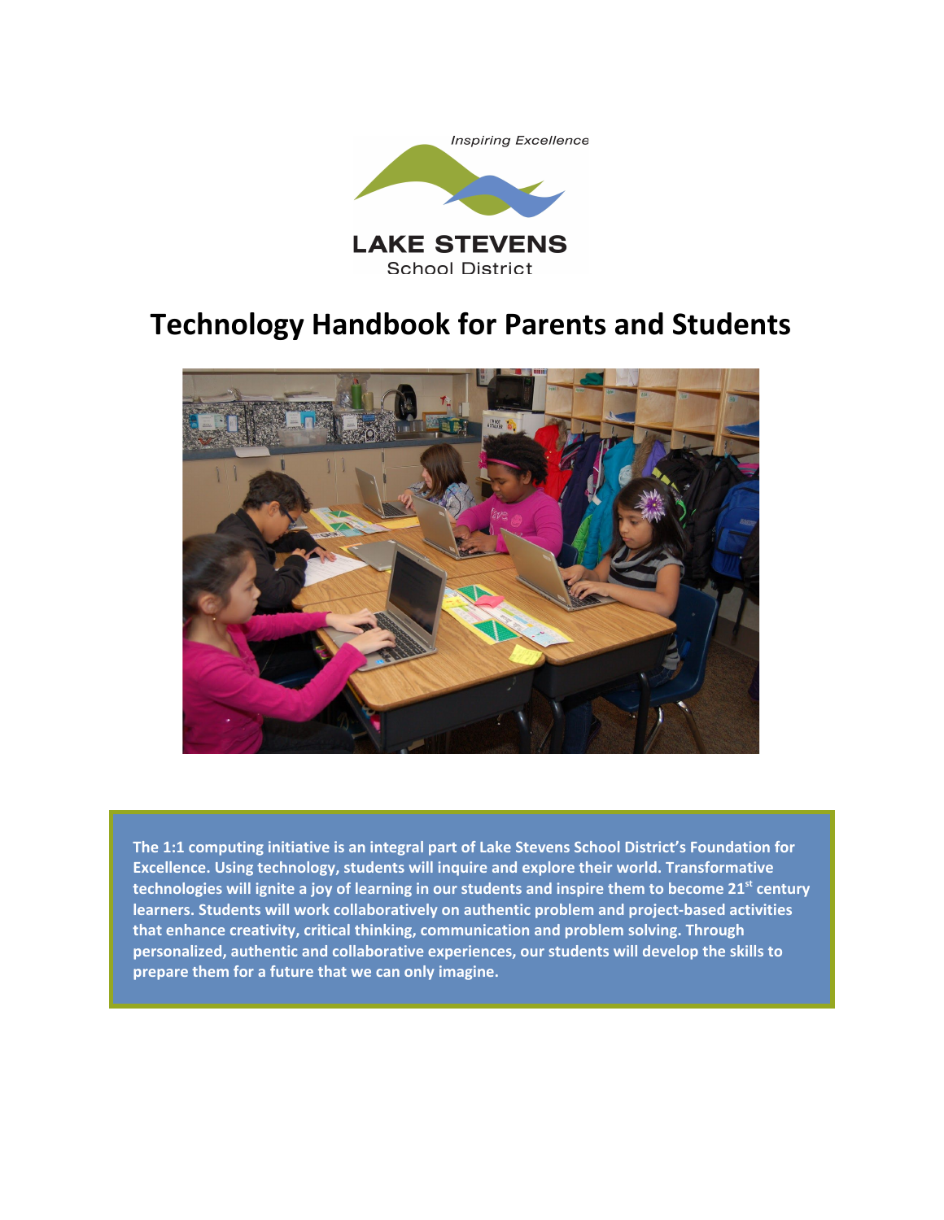Inspiring Excellence

LAKE STEVENS

School District

# Technology Handbook for Parents and Students

**The 1:1 computing initiative is an integral part of Lake Stevens School District's Foundation for Excellence. Using technology, students will inquire and explore their world. Transformative technologies will ignite a joy of learning in our students and inspire them to become 21st century learners. Students will work collaboratively on authentic problem and project-based activities that enhance creativity, critical thinking, communication and problem solving. Through personalized, authentic and collaborative experiences, our students will develop the skills to prepare them for a future that we can only imagine.**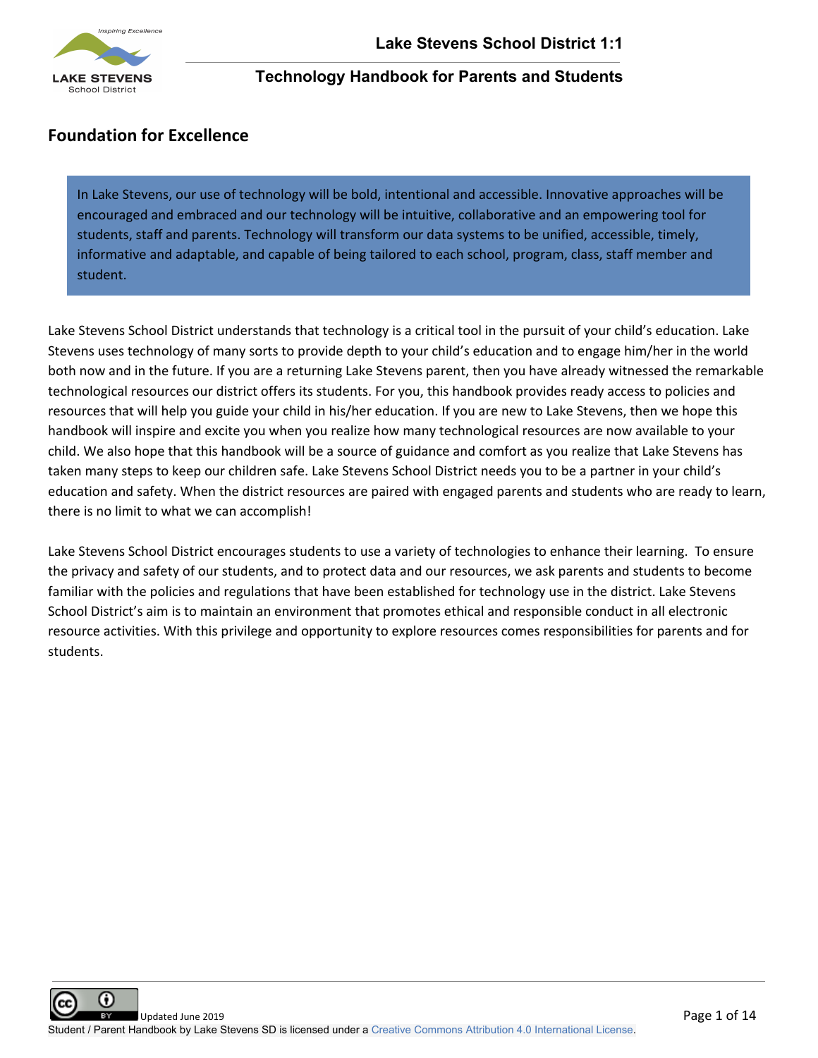## Foundation for Excellence

> In Lake Stevens, our use of technology will be bold, intentional and accessible. Innovative approaches will be encouraged and embraced and our technology will be intuitive, collaborative and an empowering tool for students, staff and parents. Technology will transform our data systems to be unified, accessible, timely, informative and adaptable, and capable of being tailored to each school, program, class, staff member and student.

Lake Stevens School District understands that technology is a critical tool in the pursuit of your child's education. Lake Stevens uses technology of many sorts to provide depth to your child's education and to engage him/her in the world both now and in the future. If you are a returning Lake Stevens parent, then you have already witnessed the remarkable technological resources our district offers its students. For you, this handbook provides ready access to policies and resources that will help you guide your child in his/her education. If you are new to Lake Stevens, then we hope this handbook will inspire and excite you when you realize how many technological resources are now available to your child. We also hope that this handbook will be a source of guidance and comfort as you realize that Lake Stevens has taken many steps to keep our children safe. Lake Stevens School District needs you to be a partner in your child's education and safety. When the district resources are paired with engaged parents and students who are ready to learn, there is no limit to what we can accomplish!

Lake Stevens School District encourages students to use a variety of technologies to enhance their learning. To ensure the privacy and safety of our students, and to protect data and our resources, we ask parents and students to become familiar with the policies and regulations that have been established for technology use in the district. Lake Stevens School District's aim is to maintain an environment that promotes ethical and responsible conduct in all electronic resource activities. With this privilege and opportunity to explore resources comes responsibilities for parents and for students.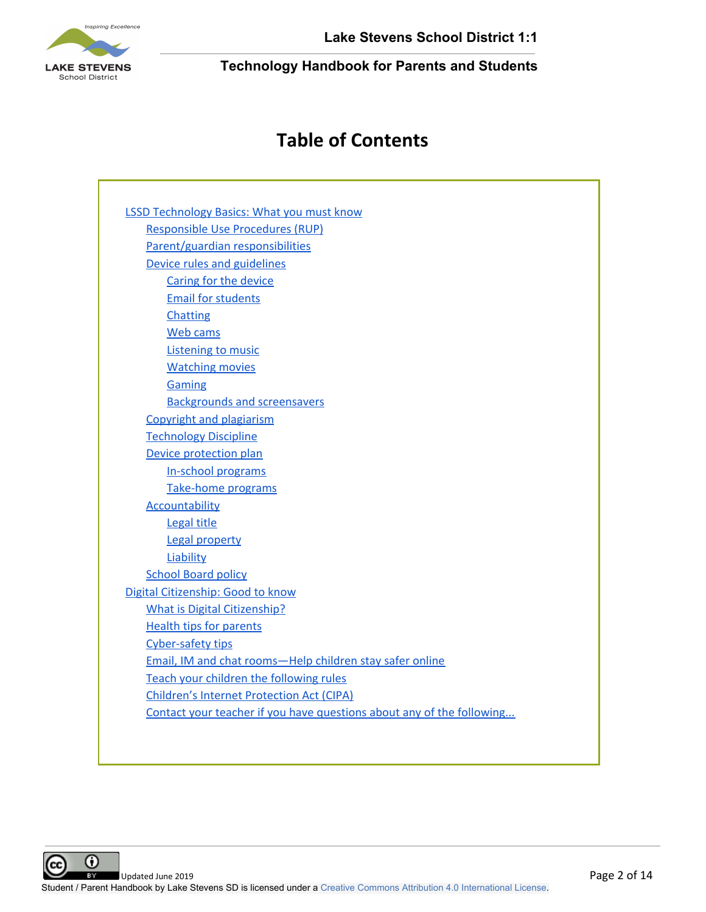# Table of Contents

- [LSSD Technology Basics: What you must know]()
  - [Responsible Use Procedures (RUP)]()
  - [Parent/guardian responsibilities]()
  - [Device rules and guidelines]()
    - [Caring for the device]()
    - [Email for students]()
    - [Chatting]()
    - [Web cams]()
    - [Listening to music]()
    - [Watching movies]()
    - [Gaming]()
    - [Backgrounds and screensavers]()
  - [Copyright and plagiarism]()
  - [Technology Discipline]()
  - [Device protection plan]()
    - [In-school programs]()
    - [Take-home programs]()
  - [Accountability]()
    - [Legal title]()
    - [Legal property]()
    - [Liability]()
  - [School Board policy]()
- [Digital Citizenship: Good to know]()
  - [What is Digital Citizenship?]()
  - [Health tips for parents]()
  - [Cyber-safety tips]()
  - [Email, IM and chat rooms—Help children stay safer online]()
  - [Teach your children the following rules]()
  - [Children's Internet Protection Act (CIPA)]()
  - [Contact your teacher if you have questions about any of the following...]()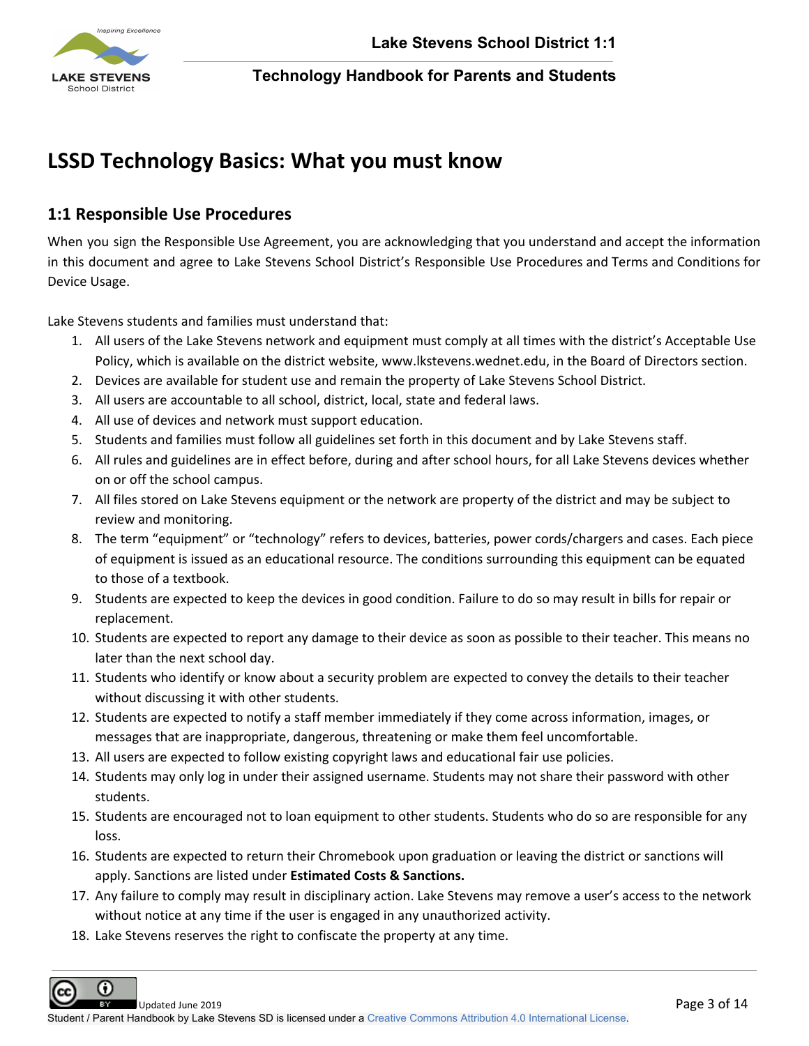# LSSD Technology Basics: What you must know

## 1:1 Responsible Use Procedures

When you sign the Responsible Use Agreement, you are acknowledging that you understand and accept the information in this document and agree to Lake Stevens School District's Responsible Use Procedures and Terms and Conditions for Device Usage.

Lake Stevens students and families must understand that:

1. All users of the Lake Stevens network and equipment must comply at all times with the district's Acceptable Use Policy, which is available on the district website, www.lkstevens.wednet.edu, in the Board of Directors section.
2. Devices are available for student use and remain the property of Lake Stevens School District.
3. All users are accountable to all school, district, local, state and federal laws.
4. All use of devices and network must support education.
5. Students and families must follow all guidelines set forth in this document and by Lake Stevens staff.
6. All rules and guidelines are in effect before, during and after school hours, for all Lake Stevens devices whether on or off the school campus.
7. All files stored on Lake Stevens equipment or the network are property of the district and may be subject to review and monitoring.
8. The term "equipment" or "technology" refers to devices, batteries, power cords/chargers and cases. Each piece of equipment is issued as an educational resource. The conditions surrounding this equipment can be equated to those of a textbook.
9. Students are expected to keep the devices in good condition. Failure to do so may result in bills for repair or replacement.
10. Students are expected to report any damage to their device as soon as possible to their teacher. This means no later than the next school day.
11. Students who identify or know about a security problem are expected to convey the details to their teacher without discussing it with other students.
12. Students are expected to notify a staff member immediately if they come across information, images, or messages that are inappropriate, dangerous, threatening or make them feel uncomfortable.
13. All users are expected to follow existing copyright laws and educational fair use policies.
14. Students may only log in under their assigned username. Students may not share their password with other students.
15. Students are encouraged not to loan equipment to other students. Students who do so are responsible for any loss.
16. Students are expected to return their Chromebook upon graduation or leaving the district or sanctions will apply. Sanctions are listed under **Estimated Costs & Sanctions.**
17. Any failure to comply may result in disciplinary action. Lake Stevens may remove a user's access to the network without notice at any time if the user is engaged in any unauthorized activity.
18. Lake Stevens reserves the right to confiscate the property at any time.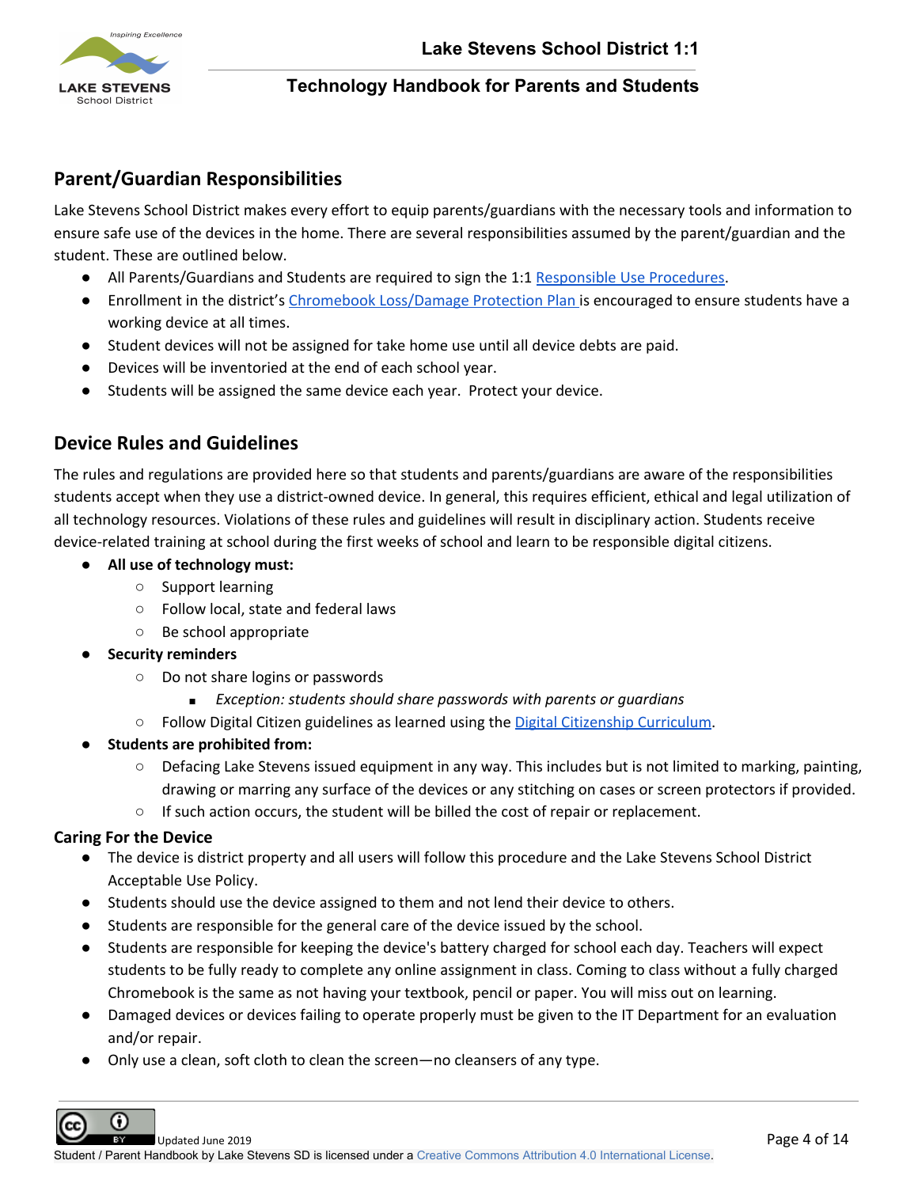## Parent/Guardian Responsibilities

Lake Stevens School District makes every effort to equip parents/guardians with the necessary tools and information to ensure safe use of the devices in the home. There are several responsibilities assumed by the parent/guardian and the student. These are outlined below.

- All Parents/Guardians and Students are required to sign the 1:1 Responsible Use Procedures.
- Enrollment in the district's Chromebook Loss/Damage Protection Plan is encouraged to ensure students have a working device at all times.
- Student devices will not be assigned for take home use until all device debts are paid.
- Devices will be inventoried at the end of each school year.
- Students will be assigned the same device each year. Protect your device.

## Device Rules and Guidelines

The rules and regulations are provided here so that students and parents/guardians are aware of the responsibilities students accept when they use a district-owned device. In general, this requires efficient, ethical and legal utilization of all technology resources. Violations of these rules and guidelines will result in disciplinary action. Students receive device-related training at school during the first weeks of school and learn to be responsible digital citizens.

- **All use of technology must:**
  - Support learning
  - Follow local, state and federal laws
  - Be school appropriate
- **Security reminders**
  - Do not share logins or passwords
    - *Exception: students should share passwords with parents or guardians*
  - Follow Digital Citizen guidelines as learned using the Digital Citizenship Curriculum.
- **Students are prohibited from:**
  - Defacing Lake Stevens issued equipment in any way. This includes but is not limited to marking, painting, drawing or marring any surface of the devices or any stitching on cases or screen protectors if provided.
  - If such action occurs, the student will be billed the cost of repair or replacement.

### Caring For the Device

- The device is district property and all users will follow this procedure and the Lake Stevens School District Acceptable Use Policy.
- Students should use the device assigned to them and not lend their device to others.
- Students are responsible for the general care of the device issued by the school.
- Students are responsible for keeping the device's battery charged for school each day. Teachers will expect students to be fully ready to complete any online assignment in class. Coming to class without a fully charged Chromebook is the same as not having your textbook, pencil or paper. You will miss out on learning.
- Damaged devices or devices failing to operate properly must be given to the IT Department for an evaluation and/or repair.
- Only use a clean, soft cloth to clean the screen—no cleansers of any type.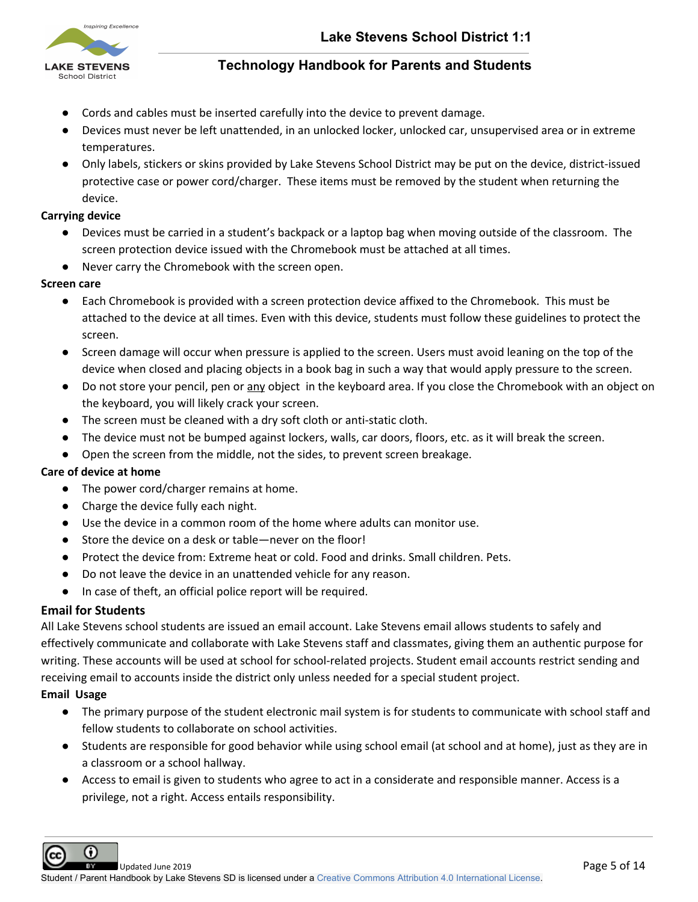- Cords and cables must be inserted carefully into the device to prevent damage.
- Devices must never be left unattended, in an unlocked locker, unlocked car, unsupervised area or in extreme temperatures.
- Only labels, stickers or skins provided by Lake Stevens School District may be put on the device, district-issued protective case or power cord/charger. These items must be removed by the student when returning the device.

**Carrying device**

- Devices must be carried in a student's backpack or a laptop bag when moving outside of the classroom. The screen protection device issued with the Chromebook must be attached at all times.
- Never carry the Chromebook with the screen open.

**Screen care**

- Each Chromebook is provided with a screen protection device affixed to the Chromebook. This must be attached to the device at all times. Even with this device, students must follow these guidelines to protect the screen.
- Screen damage will occur when pressure is applied to the screen. Users must avoid leaning on the top of the device when closed and placing objects in a book bag in such a way that would apply pressure to the screen.
- Do not store your pencil, pen or <u>any</u> object in the keyboard area. If you close the Chromebook with an object on the keyboard, you will likely crack your screen.
- The screen must be cleaned with a dry soft cloth or anti-static cloth.
- The device must not be bumped against lockers, walls, car doors, floors, etc. as it will break the screen.
- Open the screen from the middle, not the sides, to prevent screen breakage.

**Care of device at home**

- The power cord/charger remains at home.
- Charge the device fully each night.
- Use the device in a common room of the home where adults can monitor use.
- Store the device on a desk or table—never on the floor!
- Protect the device from: Extreme heat or cold. Food and drinks. Small children. Pets.
- Do not leave the device in an unattended vehicle for any reason.
- In case of theft, an official police report will be required.

## Email for Students

All Lake Stevens school students are issued an email account. Lake Stevens email allows students to safely and effectively communicate and collaborate with Lake Stevens staff and classmates, giving them an authentic purpose for writing. These accounts will be used at school for school-related projects. Student email accounts restrict sending and receiving email to accounts inside the district only unless needed for a special student project.

**Email Usage**

- The primary purpose of the student electronic mail system is for students to communicate with school staff and fellow students to collaborate on school activities.
- Students are responsible for good behavior while using school email (at school and at home), just as they are in a classroom or a school hallway.
- Access to email is given to students who agree to act in a considerate and responsible manner. Access is a privilege, not a right. Access entails responsibility.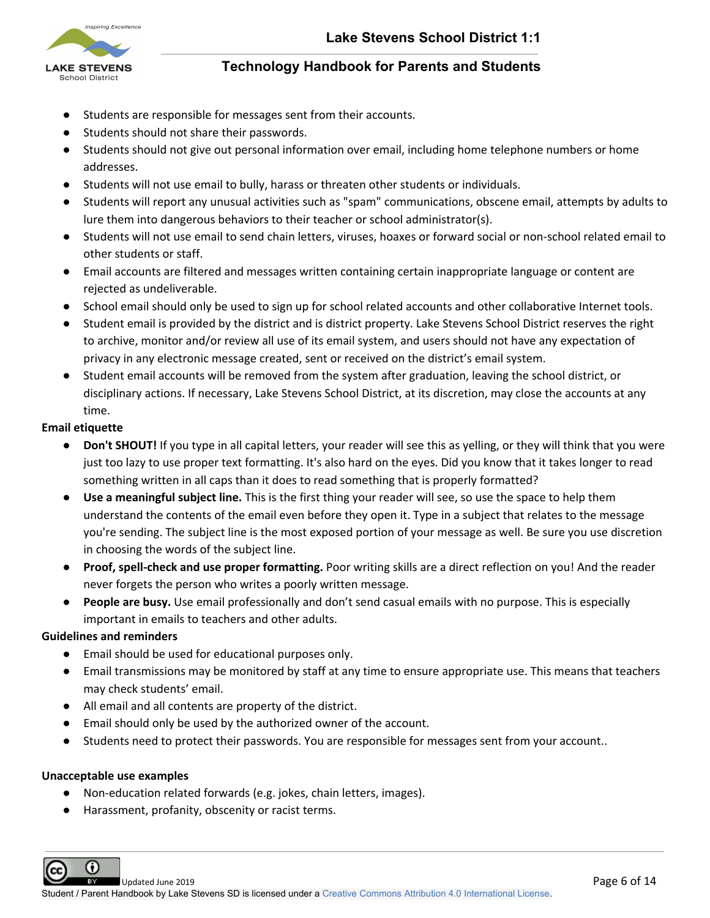- Students are responsible for messages sent from their accounts.
- Students should not share their passwords.
- Students should not give out personal information over email, including home telephone numbers or home addresses.
- Students will not use email to bully, harass or threaten other students or individuals.
- Students will report any unusual activities such as "spam" communications, obscene email, attempts by adults to lure them into dangerous behaviors to their teacher or school administrator(s).
- Students will not use email to send chain letters, viruses, hoaxes or forward social or non-school related email to other students or staff.
- Email accounts are filtered and messages written containing certain inappropriate language or content are rejected as undeliverable.
- School email should only be used to sign up for school related accounts and other collaborative Internet tools.
- Student email is provided by the district and is district property. Lake Stevens School District reserves the right to archive, monitor and/or review all use of its email system, and users should not have any expectation of privacy in any electronic message created, sent or received on the district's email system.
- Student email accounts will be removed from the system after graduation, leaving the school district, or disciplinary actions. If necessary, Lake Stevens School District, at its discretion, may close the accounts at any time.

**Email etiquette**

- **Don't SHOUT!** If you type in all capital letters, your reader will see this as yelling, or they will think that you were just too lazy to use proper text formatting. It's also hard on the eyes. Did you know that it takes longer to read something written in all caps than it does to read something that is properly formatted?
- **Use a meaningful subject line.** This is the first thing your reader will see, so use the space to help them understand the contents of the email even before they open it. Type in a subject that relates to the message you're sending. The subject line is the most exposed portion of your message as well. Be sure you use discretion in choosing the words of the subject line.
- **Proof, spell-check and use proper formatting.** Poor writing skills are a direct reflection on you! And the reader never forgets the person who writes a poorly written message.
- **People are busy.** Use email professionally and don't send casual emails with no purpose. This is especially important in emails to teachers and other adults.

**Guidelines and reminders**

- Email should be used for educational purposes only.
- Email transmissions may be monitored by staff at any time to ensure appropriate use. This means that teachers may check students' email.
- All email and all contents are property of the district.
- Email should only be used by the authorized owner of the account.
- Students need to protect their passwords. You are responsible for messages sent from your account..

**Unacceptable use examples**

- Non-education related forwards (e.g. jokes, chain letters, images).
- Harassment, profanity, obscenity or racist terms.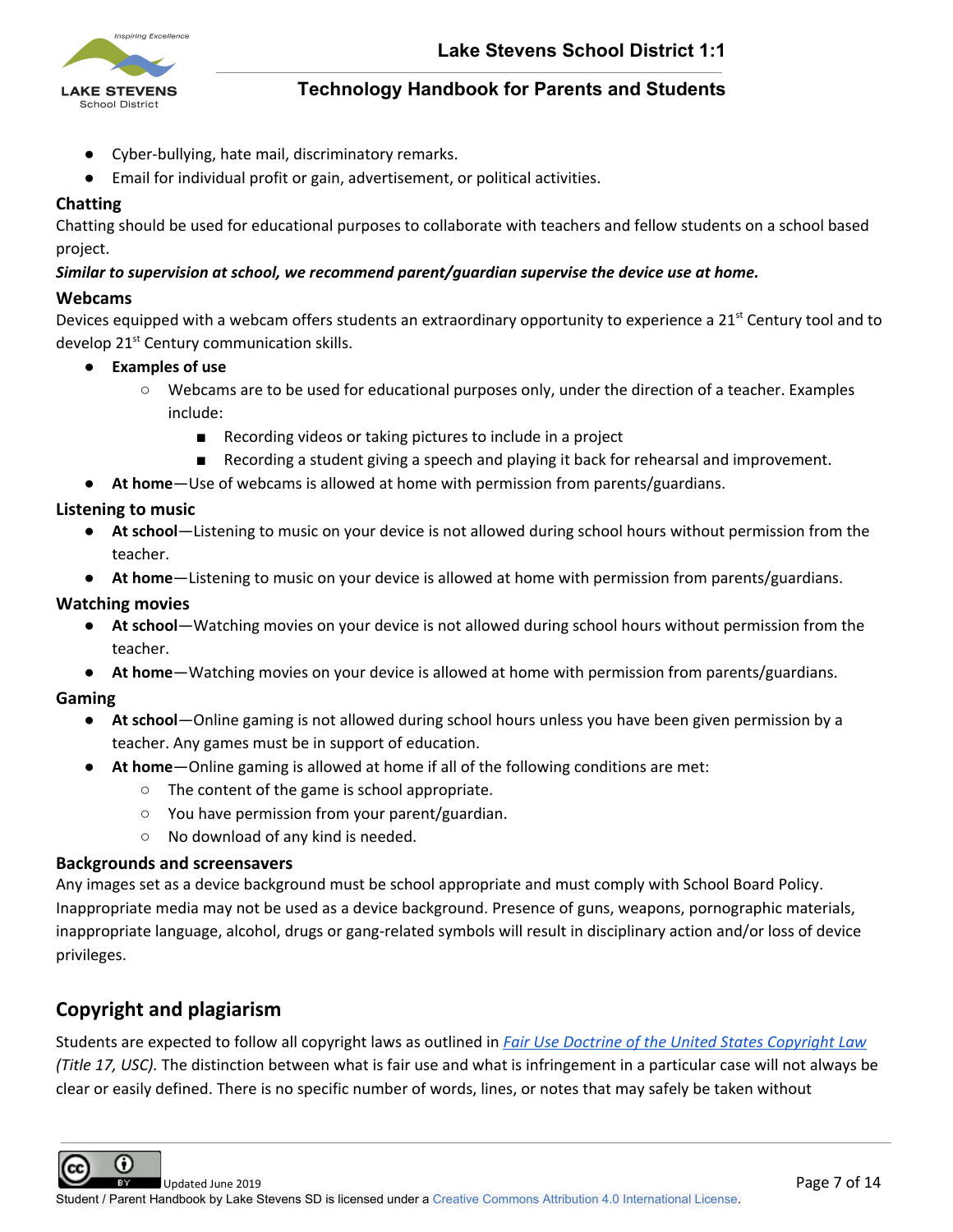- Cyber-bullying, hate mail, discriminatory remarks.
- Email for individual profit or gain, advertisement, or political activities.

### Chatting

Chatting should be used for educational purposes to collaborate with teachers and fellow students on a school based project.

***Similar to supervision at school, we recommend parent/guardian supervise the device use at home.***

### Webcams

Devices equipped with a webcam offers students an extraordinary opportunity to experience a 21st Century tool and to develop 21st Century communication skills.

- **Examples of use**
  - Webcams are to be used for educational purposes only, under the direction of a teacher. Examples include:
    - Recording videos or taking pictures to include in a project
    - Recording a student giving a speech and playing it back for rehearsal and improvement.
- **At home**—Use of webcams is allowed at home with permission from parents/guardians.

### Listening to music

- **At school**—Listening to music on your device is not allowed during school hours without permission from the teacher.
- **At home**—Listening to music on your device is allowed at home with permission from parents/guardians.

### Watching movies

- **At school**—Watching movies on your device is not allowed during school hours without permission from the teacher.
- **At home**—Watching movies on your device is allowed at home with permission from parents/guardians.

### Gaming

- **At school**—Online gaming is not allowed during school hours unless you have been given permission by a teacher. Any games must be in support of education.
- **At home**—Online gaming is allowed at home if all of the following conditions are met:
  - The content of the game is school appropriate.
  - You have permission from your parent/guardian.
  - No download of any kind is needed.

### Backgrounds and screensavers

Any images set as a device background must be school appropriate and must comply with School Board Policy. Inappropriate media may not be used as a device background. Presence of guns, weapons, pornographic materials, inappropriate language, alcohol, drugs or gang-related symbols will result in disciplinary action and/or loss of device privileges.

## Copyright and plagiarism

Students are expected to follow all copyright laws as outlined in *Fair Use Doctrine of the United States Copyright Law (Title 17, USC).* The distinction between what is fair use and what is infringement in a particular case will not always be clear or easily defined. There is no specific number of words, lines, or notes that may safely be taken without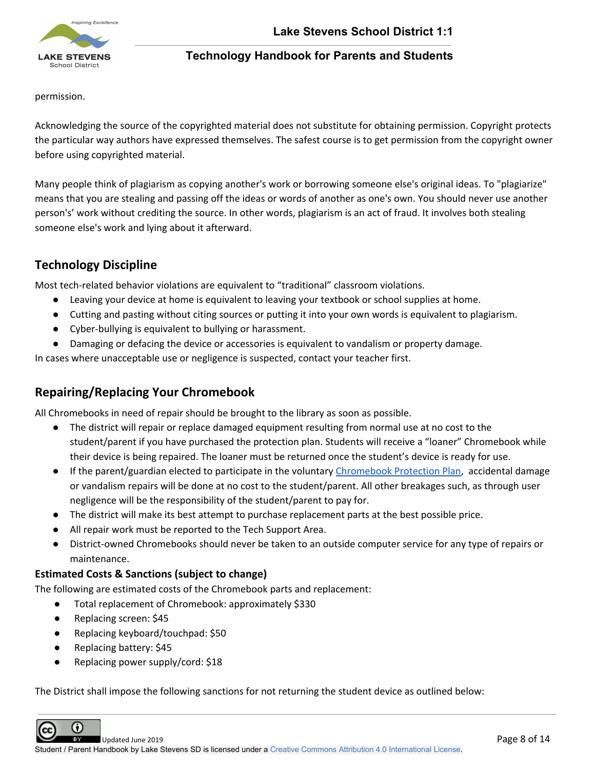permission.

Acknowledging the source of the copyrighted material does not substitute for obtaining permission. Copyright protects the particular way authors have expressed themselves. The safest course is to get permission from the copyright owner before using copyrighted material.

Many people think of plagiarism as copying another's work or borrowing someone else's original ideas. To "plagiarize" means that you are stealing and passing off the ideas or words of another as one's own. You should never use another person's' work without crediting the source. In other words, plagiarism is an act of fraud. It involves both stealing someone else's work and lying about it afterward.

## Technology Discipline

Most tech-related behavior violations are equivalent to "traditional" classroom violations.

- Leaving your device at home is equivalent to leaving your textbook or school supplies at home.
- Cutting and pasting without citing sources or putting it into your own words is equivalent to plagiarism.
- Cyber-bullying is equivalent to bullying or harassment.
- Damaging or defacing the device or accessories is equivalent to vandalism or property damage.

In cases where unacceptable use or negligence is suspected, contact your teacher first.

## Repairing/Replacing Your Chromebook

All Chromebooks in need of repair should be brought to the library as soon as possible.

- The district will repair or replace damaged equipment resulting from normal use at no cost to the student/parent if you have purchased the protection plan. Students will receive a "loaner" Chromebook while their device is being repaired. The loaner must be returned once the student's device is ready for use.
- If the parent/guardian elected to participate in the voluntary Chromebook Protection Plan, accidental damage or vandalism repairs will be done at no cost to the student/parent. All other breakages such, as through user negligence will be the responsibility of the student/parent to pay for.
- The district will make its best attempt to purchase replacement parts at the best possible price.
- All repair work must be reported to the Tech Support Area.
- District-owned Chromebooks should never be taken to an outside computer service for any type of repairs or maintenance.

### Estimated Costs & Sanctions (subject to change)

The following are estimated costs of the Chromebook parts and replacement:

- Total replacement of Chromebook: approximately $330
- Replacing screen: $45
- Replacing keyboard/touchpad: $50
- Replacing battery: $45
- Replacing power supply/cord: $18

The District shall impose the following sanctions for not returning the student device as outlined below:

Updated June 2019

Student / Parent Handbook by Lake Stevens SD is licensed under a Creative Commons Attribution 4.0 International License.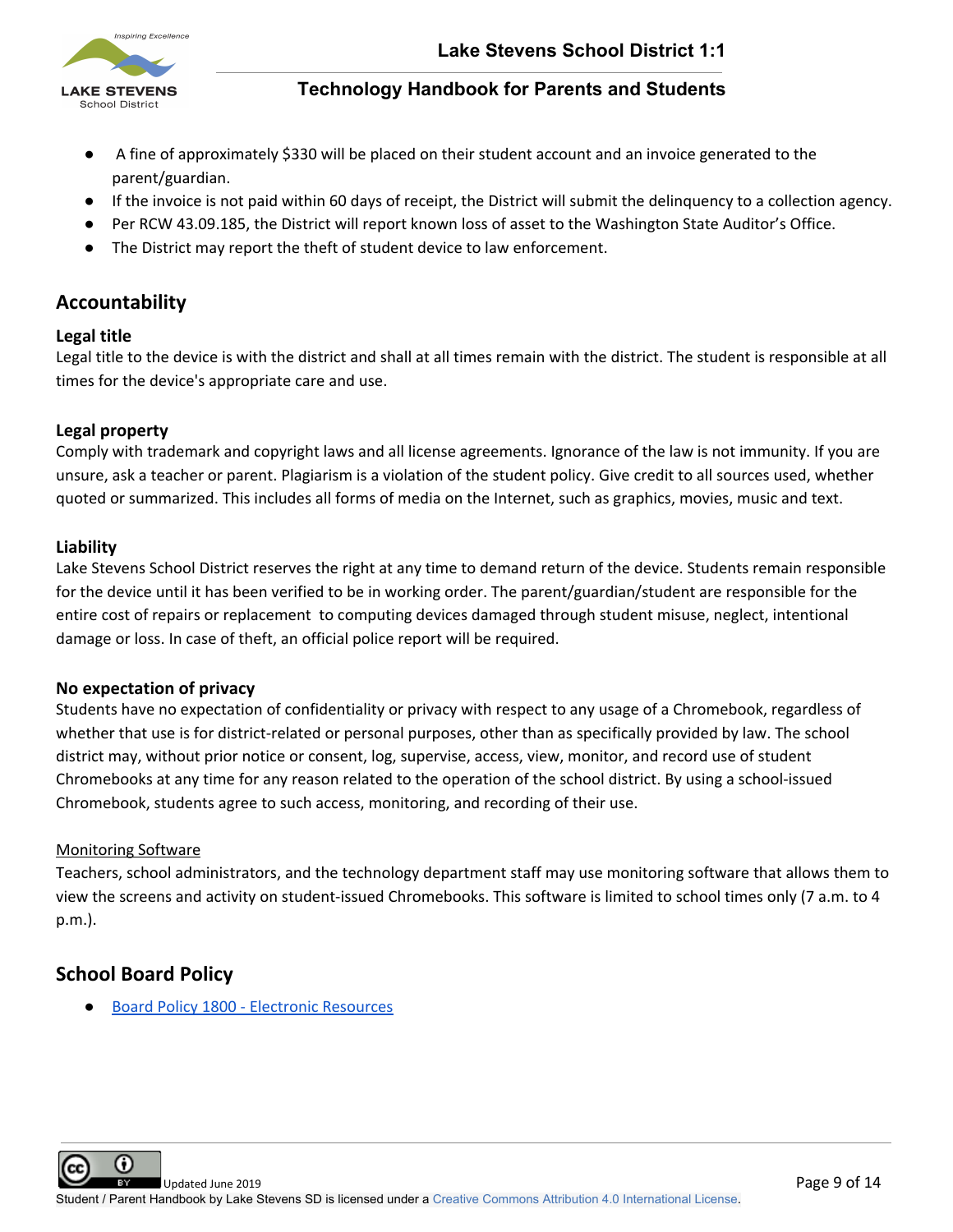- A fine of approximately $330 will be placed on their student account and an invoice generated to the parent/guardian.
- If the invoice is not paid within 60 days of receipt, the District will submit the delinquency to a collection agency.
- Per RCW 43.09.185, the District will report known loss of asset to the Washington State Auditor's Office.
- The District may report the theft of student device to law enforcement.

## Accountability

### Legal title

Legal title to the device is with the district and shall at all times remain with the district. The student is responsible at all times for the device's appropriate care and use.

### Legal property

Comply with trademark and copyright laws and all license agreements. Ignorance of the law is not immunity. If you are unsure, ask a teacher or parent. Plagiarism is a violation of the student policy. Give credit to all sources used, whether quoted or summarized. This includes all forms of media on the Internet, such as graphics, movies, music and text.

### Liability

Lake Stevens School District reserves the right at any time to demand return of the device. Students remain responsible for the device until it has been verified to be in working order. The parent/guardian/student are responsible for the entire cost of repairs or replacement to computing devices damaged through student misuse, neglect, intentional damage or loss. In case of theft, an official police report will be required.

### No expectation of privacy

Students have no expectation of confidentiality or privacy with respect to any usage of a Chromebook, regardless of whether that use is for district-related or personal purposes, other than as specifically provided by law. The school district may, without prior notice or consent, log, supervise, access, view, monitor, and record use of student Chromebooks at any time for any reason related to the operation of the school district. By using a school-issued Chromebook, students agree to such access, monitoring, and recording of their use.

Monitoring Software

Teachers, school administrators, and the technology department staff may use monitoring software that allows them to view the screens and activity on student-issued Chromebooks. This software is limited to school times only (7 a.m. to 4 p.m.).

## School Board Policy

- Board Policy 1800 - Electronic Resources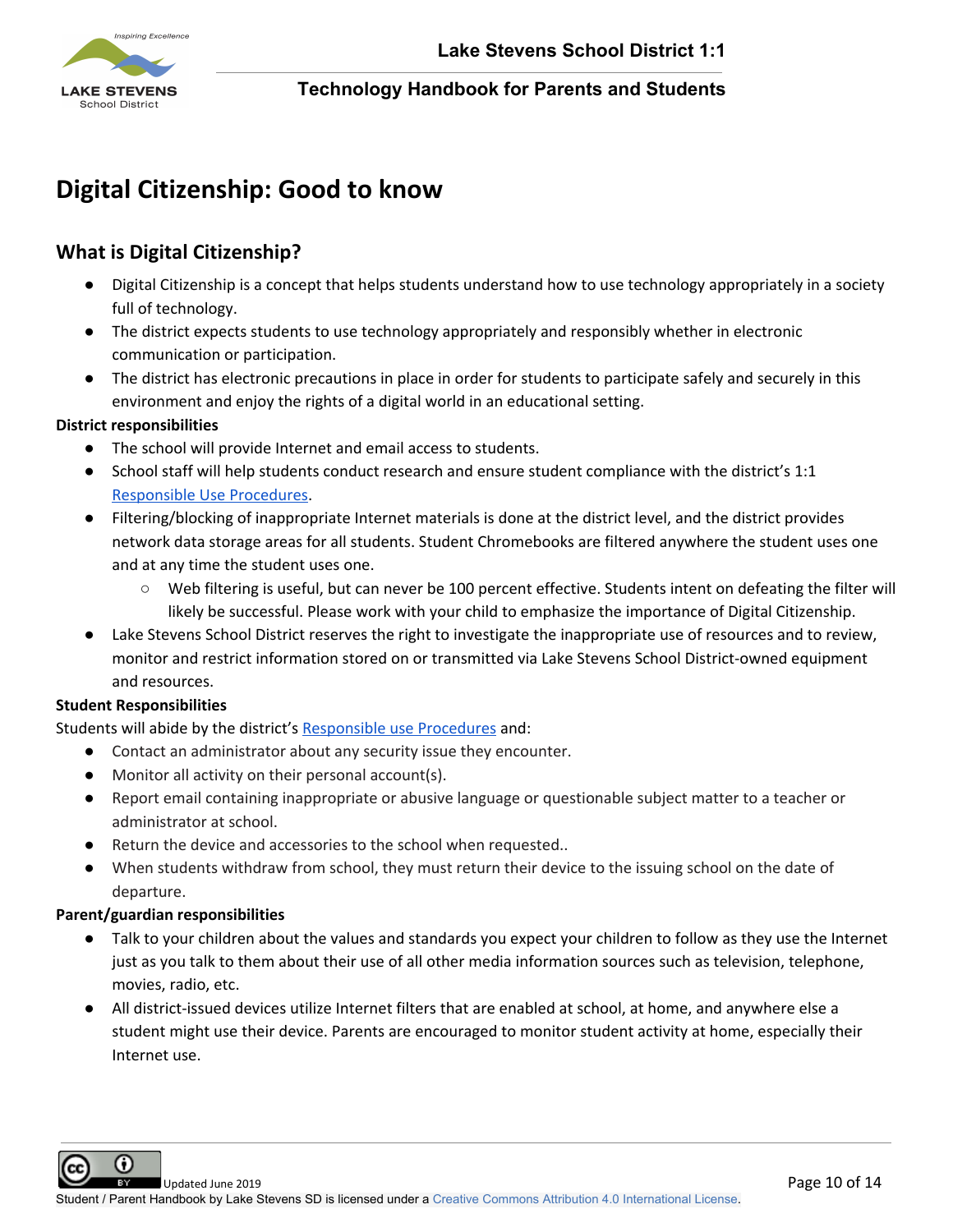# Digital Citizenship: Good to know

## What is Digital Citizenship?

- Digital Citizenship is a concept that helps students understand how to use technology appropriately in a society full of technology.
- The district expects students to use technology appropriately and responsibly whether in electronic communication or participation.
- The district has electronic precautions in place in order for students to participate safely and securely in this environment and enjoy the rights of a digital world in an educational setting.

**District responsibilities**

- The school will provide Internet and email access to students.
- School staff will help students conduct research and ensure student compliance with the district's 1:1 Responsible Use Procedures.
- Filtering/blocking of inappropriate Internet materials is done at the district level, and the district provides network data storage areas for all students. Student Chromebooks are filtered anywhere the student uses one and at any time the student uses one.
  - Web filtering is useful, but can never be 100 percent effective. Students intent on defeating the filter will likely be successful. Please work with your child to emphasize the importance of Digital Citizenship.
- Lake Stevens School District reserves the right to investigate the inappropriate use of resources and to review, monitor and restrict information stored on or transmitted via Lake Stevens School District-owned equipment and resources.

**Student Responsibilities**

Students will abide by the district's Responsible use Procedures and:

- Contact an administrator about any security issue they encounter.
- Monitor all activity on their personal account(s).
- Report email containing inappropriate or abusive language or questionable subject matter to a teacher or administrator at school.
- Return the device and accessories to the school when requested..
- When students withdraw from school, they must return their device to the issuing school on the date of departure.

**Parent/guardian responsibilities**

- Talk to your children about the values and standards you expect your children to follow as they use the Internet just as you talk to them about their use of all other media information sources such as television, telephone, movies, radio, etc.
- All district-issued devices utilize Internet filters that are enabled at school, at home, and anywhere else a student might use their device. Parents are encouraged to monitor student activity at home, especially their Internet use.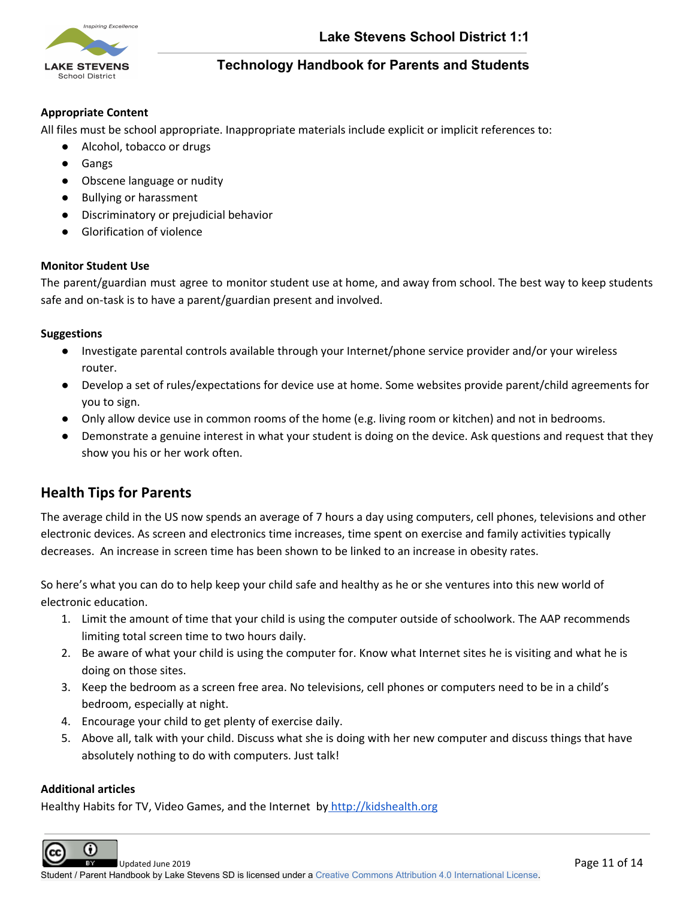**Appropriate Content**

All files must be school appropriate. Inappropriate materials include explicit or implicit references to:

- Alcohol, tobacco or drugs
- Gangs
- Obscene language or nudity
- Bullying or harassment
- Discriminatory or prejudicial behavior
- Glorification of violence

**Monitor Student Use**

The parent/guardian must agree to monitor student use at home, and away from school. The best way to keep students safe and on-task is to have a parent/guardian present and involved.

**Suggestions**

- Investigate parental controls available through your Internet/phone service provider and/or your wireless router.
- Develop a set of rules/expectations for device use at home. Some websites provide parent/child agreements for you to sign.
- Only allow device use in common rooms of the home (e.g. living room or kitchen) and not in bedrooms.
- Demonstrate a genuine interest in what your student is doing on the device. Ask questions and request that they show you his or her work often.

## Health Tips for Parents

The average child in the US now spends an average of 7 hours a day using computers, cell phones, televisions and other electronic devices. As screen and electronics time increases, time spent on exercise and family activities typically decreases. An increase in screen time has been shown to be linked to an increase in obesity rates.

So here's what you can do to help keep your child safe and healthy as he or she ventures into this new world of electronic education.

1. Limit the amount of time that your child is using the computer outside of schoolwork. The AAP recommends limiting total screen time to two hours daily.
2. Be aware of what your child is using the computer for. Know what Internet sites he is visiting and what he is doing on those sites.
3. Keep the bedroom as a screen free area. No televisions, cell phones or computers need to be in a child's bedroom, especially at night.
4. Encourage your child to get plenty of exercise daily.
5. Above all, talk with your child. Discuss what she is doing with her new computer and discuss things that have absolutely nothing to do with computers. Just talk!

**Additional articles**

Healthy Habits for TV, Video Games, and the Internet by http://kidshealth.org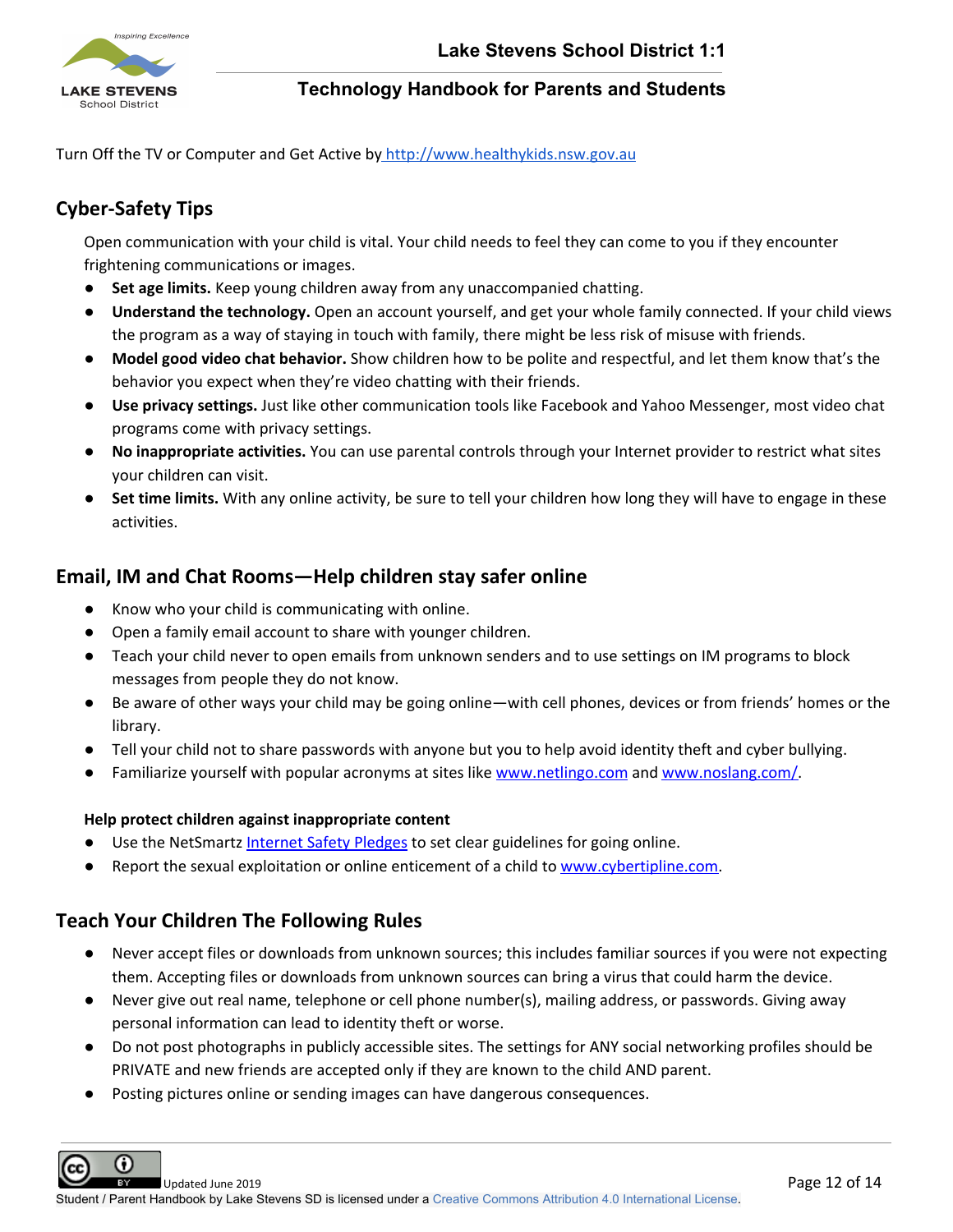Turn Off the TV or Computer and Get Active by [http://www.healthykids.nsw.gov.au](http://www.healthykids.nsw.gov.au)

## Cyber-Safety Tips

Open communication with your child is vital. Your child needs to feel they can come to you if they encounter frightening communications or images.

- **Set age limits.** Keep young children away from any unaccompanied chatting.
- **Understand the technology.** Open an account yourself, and get your whole family connected. If your child views the program as a way of staying in touch with family, there might be less risk of misuse with friends.
- **Model good video chat behavior.** Show children how to be polite and respectful, and let them know that's the behavior you expect when they're video chatting with their friends.
- **Use privacy settings.** Just like other communication tools like Facebook and Yahoo Messenger, most video chat programs come with privacy settings.
- **No inappropriate activities.** You can use parental controls through your Internet provider to restrict what sites your children can visit.
- **Set time limits.** With any online activity, be sure to tell your children how long they will have to engage in these activities.

## Email, IM and Chat Rooms—Help children stay safer online

- Know who your child is communicating with online.
- Open a family email account to share with younger children.
- Teach your child never to open emails from unknown senders and to use settings on IM programs to block messages from people they do not know.
- Be aware of other ways your child may be going online—with cell phones, devices or from friends' homes or the library.
- Tell your child not to share passwords with anyone but you to help avoid identity theft and cyber bullying.
- Familiarize yourself with popular acronyms at sites like [www.netlingo.com](http://www.netlingo.com) and [www.noslang.com/](http://www.noslang.com/).

**Help protect children against inappropriate content**

- Use the NetSmartz Internet Safety Pledges to set clear guidelines for going online.
- Report the sexual exploitation or online enticement of a child to [www.cybertipline.com](http://www.cybertipline.com).

## Teach Your Children The Following Rules

- Never accept files or downloads from unknown sources; this includes familiar sources if you were not expecting them. Accepting files or downloads from unknown sources can bring a virus that could harm the device.
- Never give out real name, telephone or cell phone number(s), mailing address, or passwords. Giving away personal information can lead to identity theft or worse.
- Do not post photographs in publicly accessible sites. The settings for ANY social networking profiles should be PRIVATE and new friends are accepted only if they are known to the child AND parent.
- Posting pictures online or sending images can have dangerous consequences.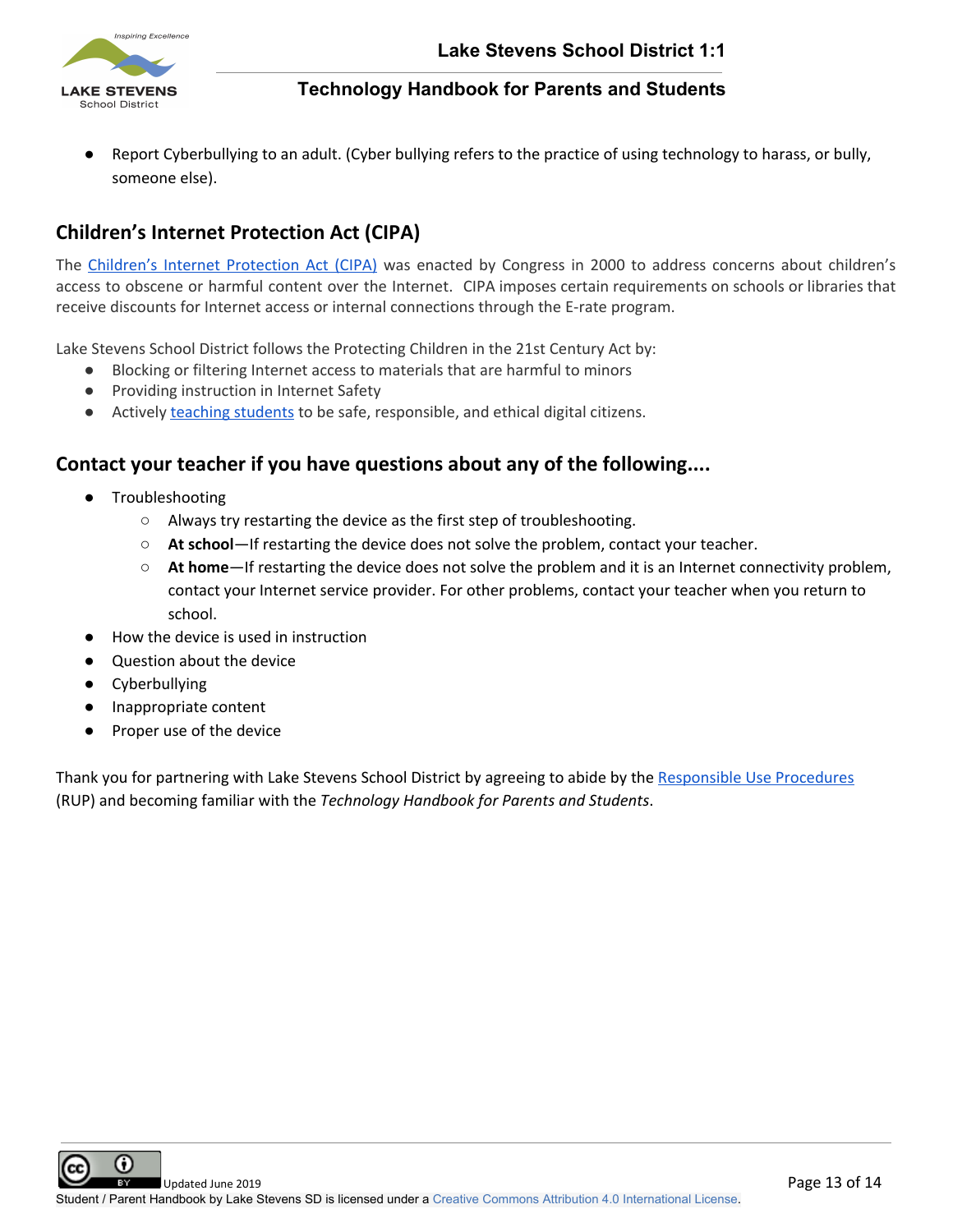- Report Cyberbullying to an adult. (Cyber bullying refers to the practice of using technology to harass, or bully, someone else).

## Children's Internet Protection Act (CIPA)

The Children's Internet Protection Act (CIPA) was enacted by Congress in 2000 to address concerns about children's access to obscene or harmful content over the Internet. CIPA imposes certain requirements on schools or libraries that receive discounts for Internet access or internal connections through the E-rate program.

Lake Stevens School District follows the Protecting Children in the 21st Century Act by:

- Blocking or filtering Internet access to materials that are harmful to minors
- Providing instruction in Internet Safety
- Actively teaching students to be safe, responsible, and ethical digital citizens.

## Contact your teacher if you have questions about any of the following....

- Troubleshooting
  - Always try restarting the device as the first step of troubleshooting.
  - **At school**—If restarting the device does not solve the problem, contact your teacher.
  - **At home**—If restarting the device does not solve the problem and it is an Internet connectivity problem, contact your Internet service provider. For other problems, contact your teacher when you return to school.
- How the device is used in instruction
- Question about the device
- Cyberbullying
- Inappropriate content
- Proper use of the device

Thank you for partnering with Lake Stevens School District by agreeing to abide by the Responsible Use Procedures (RUP) and becoming familiar with the *Technology Handbook for Parents and Students*.

Updated June 2019

Student / Parent Handbook by Lake Stevens SD is licensed under a Creative Commons Attribution 4.0 International License.